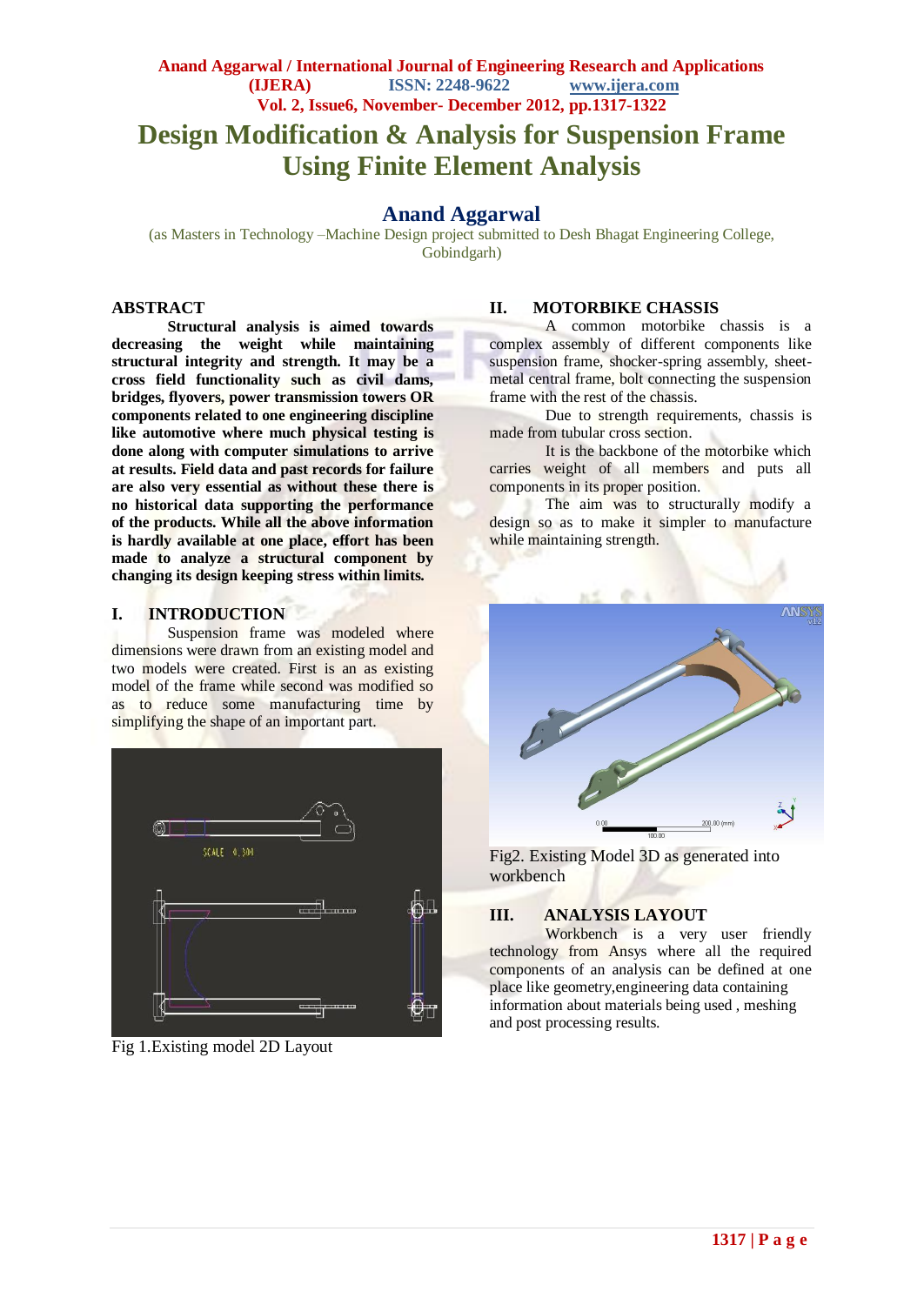# Design Modification & Analysis for Suspension Frame Using Finite Element Analysis

## Anand Aggarwal

(as Masters in Technology –Machine Design project submitted to Desh Bhagat Engineering College, Gobindgarh)

## ABSTRACT

**Structural analysis is aimed towards decreasing the weight while maintaining structural integrity and strength. It may be a cross field functionality such as civil dams, bridges, flyovers, power transmission towers OR components related to one engineering discipline like automotive where much physical testing is done along with computer simulations to arrive at results. Field data and past records for failure are also very essential as without these there is no historical data supporting the performance of the products. While all the above information is hardly available at one place, effort has been made to analyze a structural component by changing its design keeping stress within limits.**

## I. INTRODUCTION

Suspension frame was modeled where dimensions were drawn from an existing model and two models were created. First is an as existing model of the frame while second was modified so as to reduce some manufacturing time by simplifying the shape of an important part.

Fig 1.Existing model 2D Layout

## II. MOTORBIKE CHASSIS

A common motorbike chassis is a complex assembly of different components like suspension frame, shocker-spring assembly, sheet-metal central frame, bolt connecting the suspension frame with the rest of the chassis.

Due to strength requirements, chassis is made from tubular cross section.

It is the backbone of the motorbike which carries weight of all members and puts all components in its proper position.

The aim was to structurally modify a design so as to make it simpler to manufacture while maintaining strength.

Fig2. Existing Model 3D as generated into workbench

## III. ANALYSIS LAYOUT

Workbench is a very user friendly technology from Ansys where all the required components of an analysis can be defined at one place like geometry,engineering data containing information about materials being used , meshing and post processing results.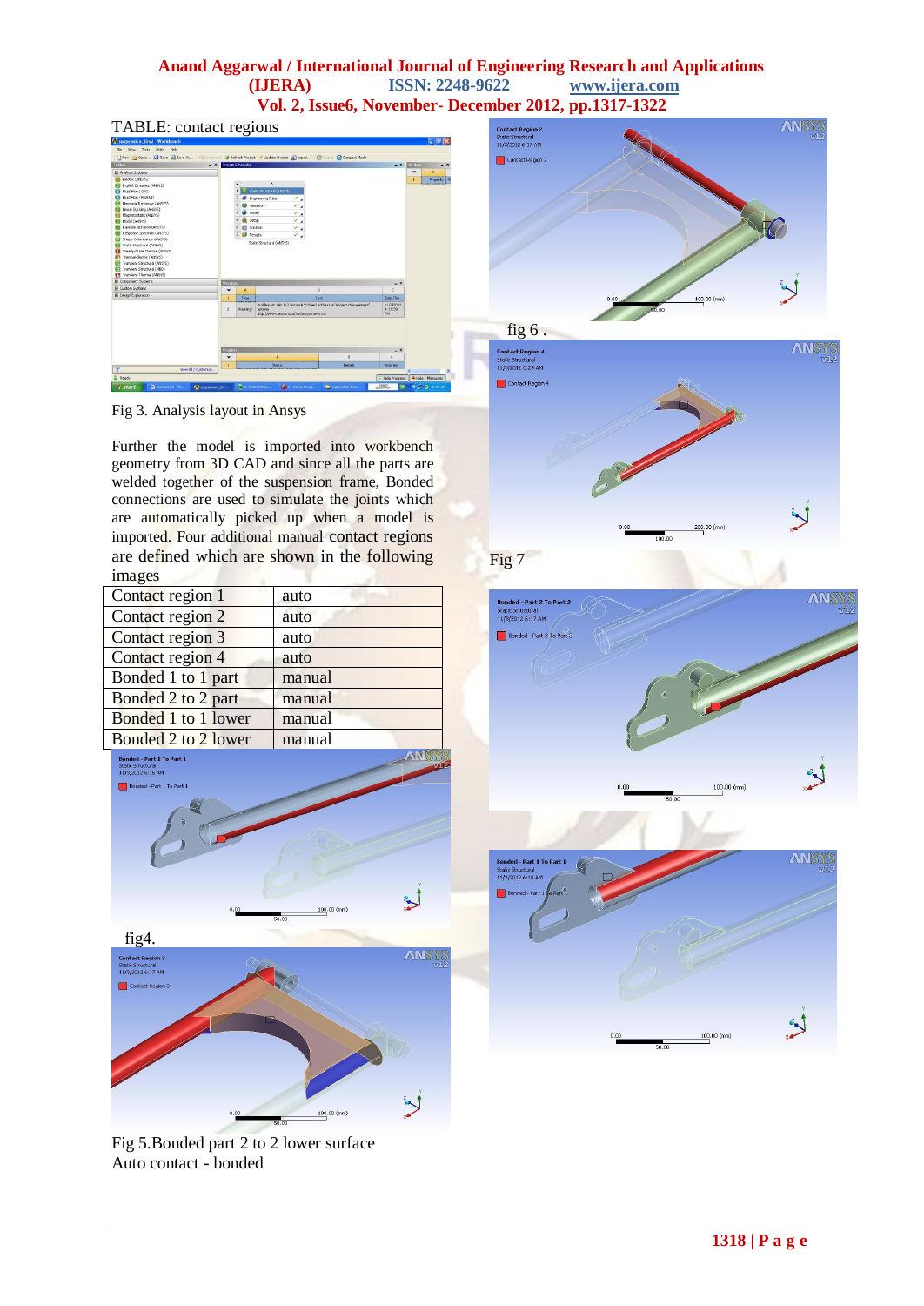TABLE: contact regions

Fig 3. Analysis layout in Ansys

Further the model is imported into workbench geometry from 3D CAD and since all the parts are welded together of the suspension frame, Bonded connections are used to simulate the joints which are automatically picked up when a model is imported. Four additional manual contact regions are defined which are shown in the following images

| Contact region 1 | auto |
|---|---|
| Contact region 2 | auto |
| Contact region 3 | auto |
| Contact region 4 | auto |
| Bonded 1 to 1 part | manual |
| Bonded 2 to 2 part | manual |
| Bonded 1 to 1 lower | manual |
| Bonded 2 to 2 lower | manual |

fig4.

Fig 5.Bonded part 2 to 2 lower surface
Auto contact - bonded

fig 6 .

Fig 7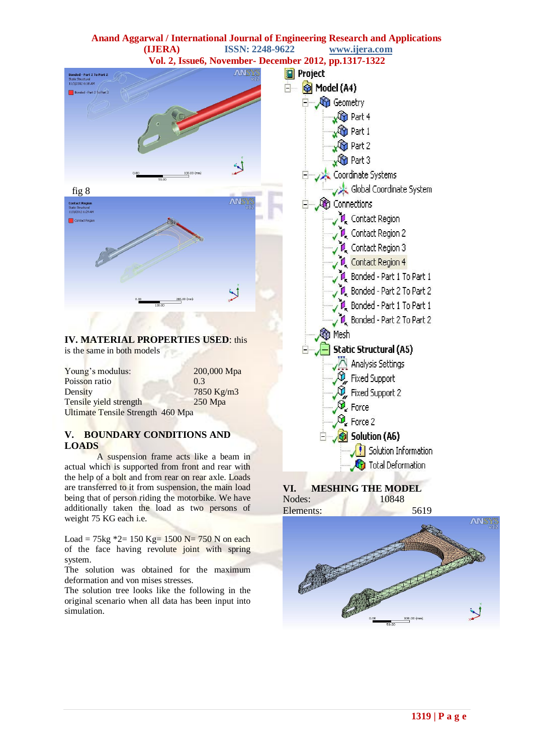fig 8

## IV. MATERIAL PROPERTIES USED: this is the same in both models

| | |
|---|---|
| Young's modulus: | 200,000 Mpa |
| Poisson ratio | 0.3 |
| Density | 7850 Kg/m3 |
| Tensile yield strength | 250 Mpa |
| Ultimate Tensile Strength | 460 Mpa |

## V. BOUNDARY CONDITIONS AND LOADS

A suspension frame acts like a beam in actual which is supported from front and rear with the help of a bolt and from rear on rear axle. Loads are transferred to it from suspension, the main load being that of person riding the motorbike. We have additionally taken the load as two persons of weight 75 KG each i.e.

Load = 75kg *2= 150 Kg= 1500 N= 750 N on each of the face having revolute joint with spring system.
The solution was obtained for the maximum deformation and von mises stresses.
The solution tree looks like the following in the original scenario when all data has been input into simulation.

## VI. MESHING THE MODEL

Nodes: 10848
Elements: 5619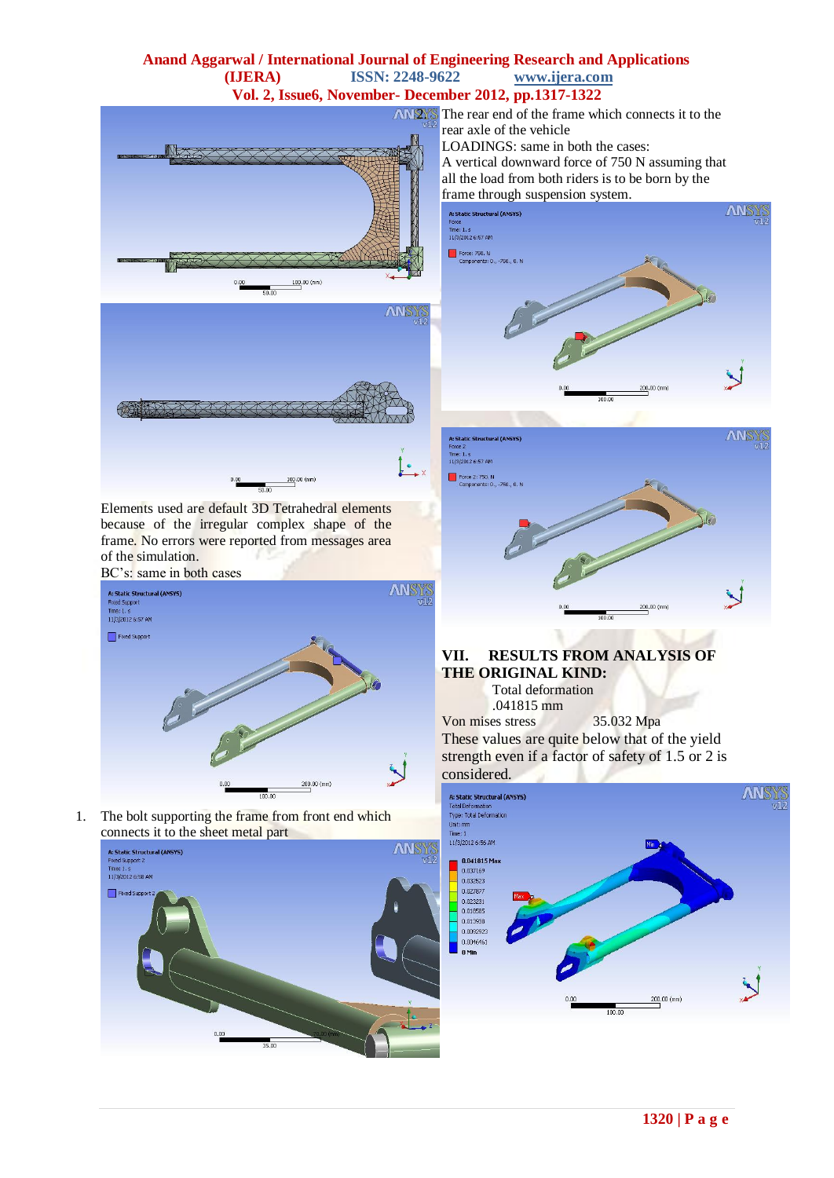Elements used are default 3D Tetrahedral elements because of the irregular complex shape of the frame. No errors were reported from messages area of the simulation.

BC's: same in both cases

1. The bolt supporting the frame from front end which connects it to the sheet metal part
2. The rear end of the frame which connects it to the rear axle of the vehicle

LOADINGS: same in both the cases:

A vertical downward force of 750 N assuming that all the load from both riders is to be born by the frame through suspension system.

## VII. RESULTS FROM ANALYSIS OF THE ORIGINAL KIND:

Total deformation .041815 mm

Von mises stress 35.032 Mpa

These values are quite below that of the yield strength even if a factor of safety of 1.5 or 2 is considered.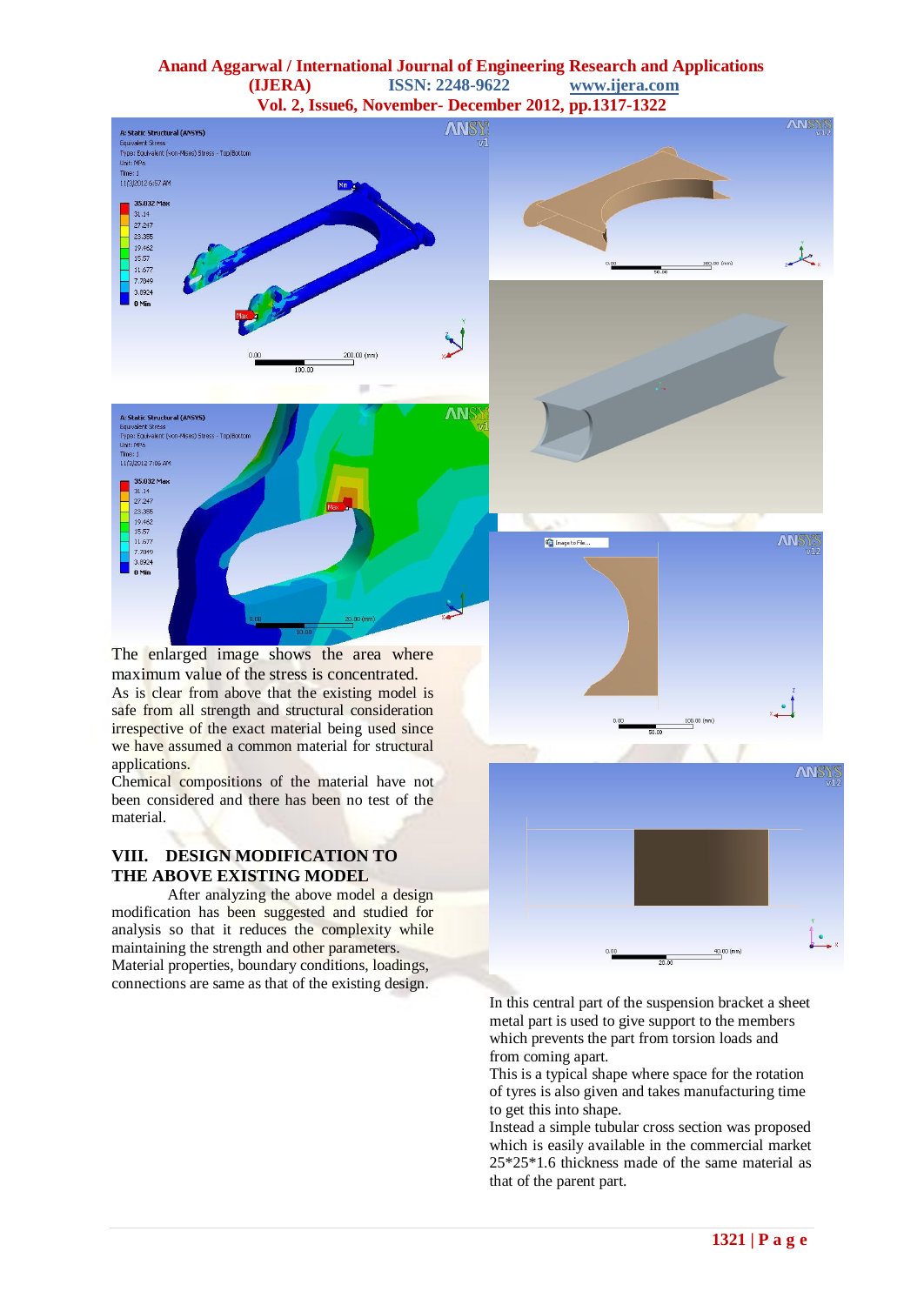The enlarged image shows the area where maximum value of the stress is concentrated.

As is clear from above that the existing model is safe from all strength and structural consideration irrespective of the exact material being used since we have assumed a common material for structural applications.

Chemical compositions of the material have not been considered and there has been no test of the material.

## VIII. DESIGN MODIFICATION TO THE ABOVE EXISTING MODEL

After analyzing the above model a design modification has been suggested and studied for analysis so that it reduces the complexity while maintaining the strength and other parameters.

Material properties, boundary conditions, loadings, connections are same as that of the existing design.

In this central part of the suspension bracket a sheet metal part is used to give support to the members which prevents the part from torsion loads and from coming apart.

This is a typical shape where space for the rotation of tyres is also given and takes manufacturing time to get this into shape.

Instead a simple tubular cross section was proposed which is easily available in the commercial market 25*25*1.6 thickness made of the same material as that of the parent part.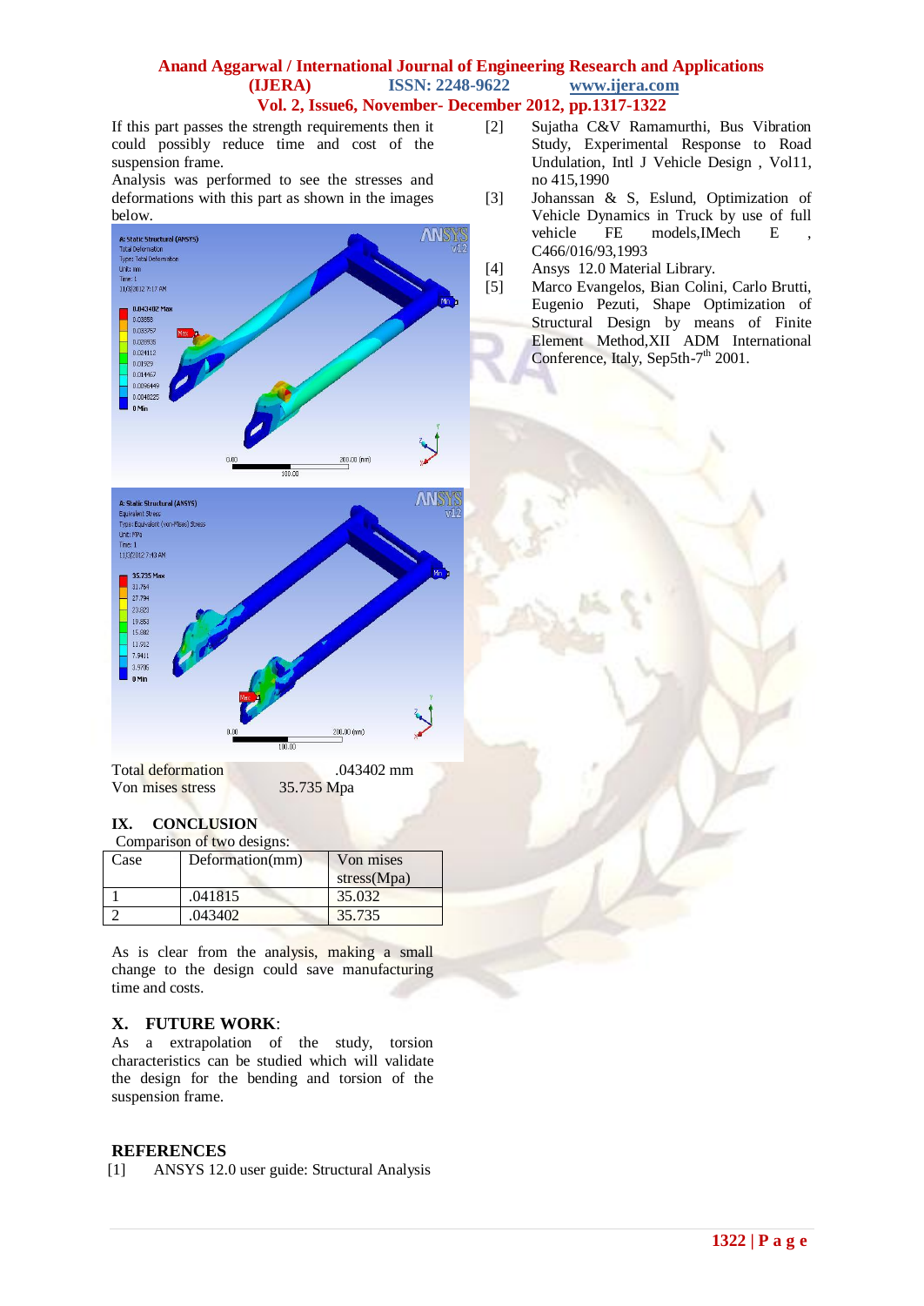If this part passes the strength requirements then it could possibly reduce time and cost of the suspension frame.

Analysis was performed to see the stresses and deformations with this part as shown in the images below.

Total deformation .043402 mm
Von mises stress 35.735 Mpa

## IX. CONCLUSION

Comparison of two designs:

| Case | Deformation(mm) | Von mises stress(Mpa) |
|---|---|---|
| 1 | .041815 | 35.032 |
| 2 | .043402 | 35.735 |

As is clear from the analysis, making a small change to the design could save manufacturing time and costs.

## X. FUTURE WORK:

As a extrapolation of the study, torsion characteristics can be studied which will validate the design for the bending and torsion of the suspension frame.

## REFERENCES

[1] ANSYS 12.0 user guide: Structural Analysis

[2] Sujatha C&V Ramamurthi, Bus Vibration Study, Experimental Response to Road Undulation, Intl J Vehicle Design , Vol11, no 415,1990

[3] Johanssan & S, Eslund, Optimization of Vehicle Dynamics in Truck by use of full vehicle FE models,IMech E , C466/016/93,1993

[4] Ansys 12.0 Material Library.

[5] Marco Evangelos, Bian Colini, Carlo Brutti, Eugenio Pezuti, Shape Optimization of Structural Design by means of Finite Element Method,XII ADM International Conference, Italy, Sep5th-7th 2001.